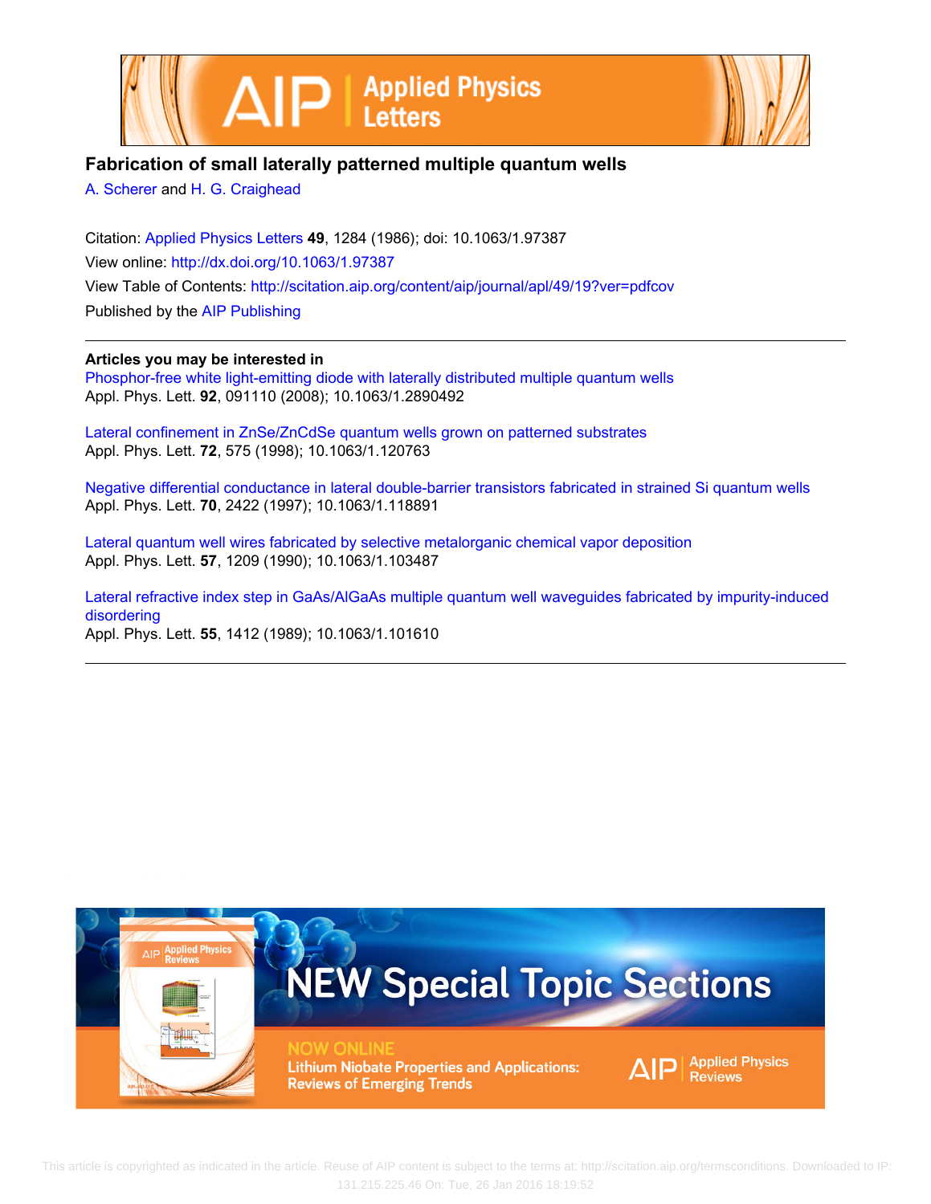# Fabrication of small laterally patterned multiple quantum wells

A. Scherer and H. G. Craighead

Citation: Applied Physics Letters **49**, 1284 (1986); doi: 10.1063/1.97387

View online: http://dx.doi.org/10.1063/1.97387

View Table of Contents: http://scitation.aip.org/content/aip/journal/apl/49/19?ver=pdfcov

Published by the AIP Publishing

---

**Articles you may be interested in**

Phosphor-free white light-emitting diode with laterally distributed multiple quantum wells
Appl. Phys. Lett. **92**, 091110 (2008); 10.1063/1.2890492

Lateral confinement in ZnSe/ZnCdSe quantum wells grown on patterned substrates
Appl. Phys. Lett. **72**, 575 (1998); 10.1063/1.120763

Negative differential conductance in lateral double-barrier transistors fabricated in strained Si quantum wells
Appl. Phys. Lett. **70**, 2422 (1997); 10.1063/1.118891

Lateral quantum well wires fabricated by selective metalorganic chemical vapor deposition
Appl. Phys. Lett. **57**, 1209 (1990); 10.1063/1.103487

Lateral refractive index step in GaAs/AlGaAs multiple quantum well waveguides fabricated by impurity-induced disordering
Appl. Phys. Lett. **55**, 1412 (1989); 10.1063/1.101610

---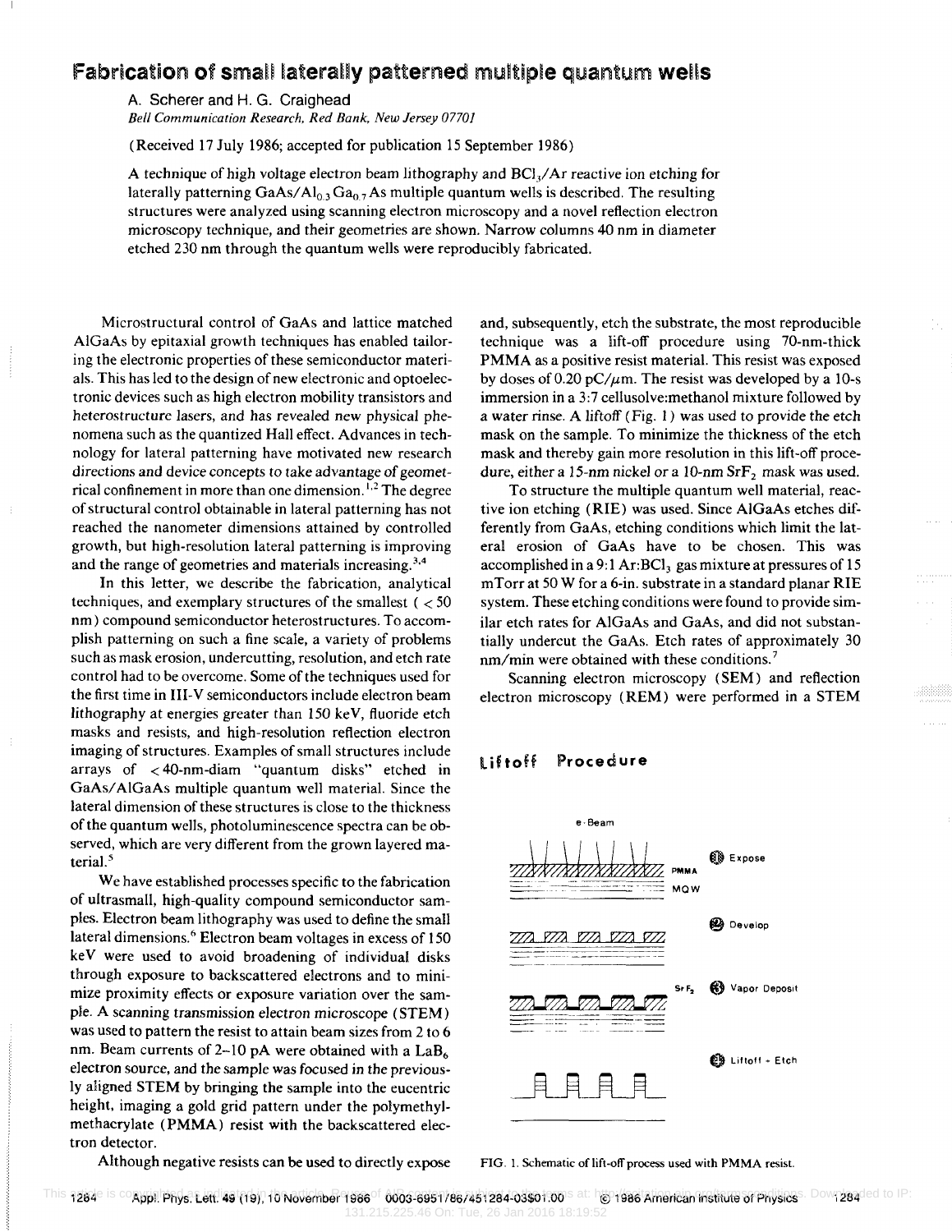# Fabrication of small laterally patterned multiple quantum wells

A. Scherer and H. G. Craighead

*Bell Communication Research, Red Bank, New Jersey 07701*

(Received 17 July 1986; accepted for publication 15 September 1986)

A technique of high voltage electron beam lithography and $BCl_3$/Ar reactive ion etching for laterally patterning $GaAs/Al_{0.3}Ga_{0.7}As$ multiple quantum wells is described. The resulting structures were analyzed using scanning electron microscopy and a novel reflection electron microscopy technique, and their geometries are shown. Narrow columns 40 nm in diameter etched 230 nm through the quantum wells were reproducibly fabricated.

Microstructural control of GaAs and lattice matched AlGaAs by epitaxial growth techniques has enabled tailoring the electronic properties of these semiconductor materials. This has led to the design of new electronic and optoelectronic devices such as high electron mobility transistors and heterostructure lasers, and has revealed new physical phenomena such as the quantized Hall effect. Advances in technology for lateral patterning have motivated new research directions and device concepts to take advantage of geometrical confinement in more than one dimension.[1,2] The degree of structural control obtainable in lateral patterning has not reached the nanometer dimensions attained by controlled growth, but high-resolution lateral patterning is improving and the range of geometries and materials increasing.[3,4]

In this letter, we describe the fabrication, analytical techniques, and exemplary structures of the smallest ( < 50 nm) compound semiconductor heterostructures. To accomplish patterning on such a fine scale, a variety of problems such as mask erosion, undercutting, resolution, and etch rate control had to be overcome. Some of the techniques used for the first time in III-V semiconductors include electron beam lithography at energies greater than 150 keV, fluoride etch masks and resists, and high-resolution reflection electron imaging of structures. Examples of small structures include arrays of < 40-nm-diam "quantum disks" etched in GaAs/AlGaAs multiple quantum well material. Since the lateral dimension of these structures is close to the thickness of the quantum wells, photoluminescence spectra can be observed, which are very different from the grown layered material.[5]

We have established processes specific to the fabrication of ultrasmall, high-quality compound semiconductor samples. Electron beam lithography was used to define the small lateral dimensions.[6] Electron beam voltages in excess of 150 keV were used to avoid broadening of individual disks through exposure to backscattered electrons and to minimize proximity effects or exposure variation over the sample. A scanning transmission electron microscope (STEM) was used to pattern the resist to attain beam sizes from 2 to 6 nm. Beam currents of 2–10 pA were obtained with a $LaB_6$ electron source, and the sample was focused in the previously aligned STEM by bringing the sample into the eucentric height, imaging a gold grid pattern under the polymethylmethacrylate (PMMA) resist with the backscattered electron detector.

Although negative resists can be used to directly expose and, subsequently, etch the substrate, the most reproducible technique was a lift-off procedure using 70-nm-thick PMMA as a positive resist material. This resist was exposed by doses of 0.20 pC/$\mu$m. The resist was developed by a 10-s immersion in a 3:7 cellusolve:methanol mixture followed by a water rinse. A liftoff (Fig. 1) was used to provide the etch mask on the sample. To minimize the thickness of the etch mask and thereby gain more resolution in this lift-off procedure, either a 15-nm nickel or a 10-nm $SrF_2$ mask was used.

To structure the multiple quantum well material, reactive ion etching (RIE) was used. Since AlGaAs etches differently from GaAs, etching conditions which limit the lateral erosion of GaAs have to be chosen. This was accomplished in a 9:1 Ar:$BCl_3$ gas mixture at pressures of 15 mTorr at 50 W for a 6-in. substrate in a standard planar RIE system. These etching conditions were found to provide similar etch rates for AlGaAs and GaAs, and did not substantially undercut the GaAs. Etch rates of approximately 30 nm/min were obtained with these conditions.[7]

Scanning electron microscopy (SEM) and reflection electron microscopy (REM) were performed in a STEM

**Liftoff Procedure**

e-Beam

PMMA

MQW

(1) Expose

(2) Develop

$SrF_2$ (3) Vapor Deposit

(4) Liftoff + Etch

FIG. 1. Schematic of lift-off process used with PMMA resist.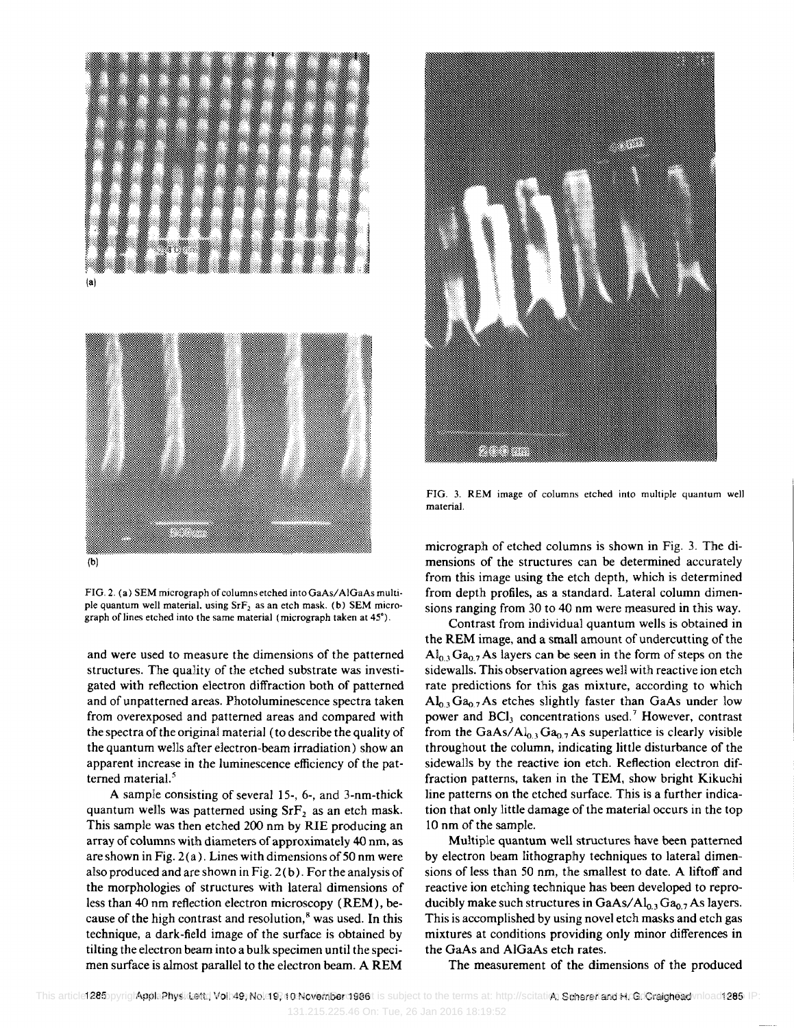FIG. 2. (a) SEM micrograph of columns etched into GaAs/AlGaAs multiple quantum well material, using $SrF_2$ as an etch mask. (b) SEM micrograph of lines etched into the same material (micrograph taken at 45°).

FIG. 3. REM image of columns etched into multiple quantum well material.

and were used to measure the dimensions of the patterned structures. The quality of the etched substrate was investigated with reflection electron diffraction both of patterned and of unpatterned areas. Photoluminescence spectra taken from overexposed and patterned areas and compared with the spectra of the original material (to describe the quality of the quantum wells after electron-beam irradiation) show an apparent increase in the luminescence efficiency of the patterned material.[5]

A sample consisting of several 15-, 6-, and 3-nm-thick quantum wells was patterned using $SrF_2$ as an etch mask. This sample was then etched 200 nm by RIE producing an array of columns with diameters of approximately 40 nm, as are shown in Fig. 2(a). Lines with dimensions of 50 nm were also produced and are shown in Fig. 2(b). For the analysis of the morphologies of structures with lateral dimensions of less than 40 nm reflection electron microscopy (REM), because of the high contrast and resolution,[8] was used. In this technique, a dark-field image of the surface is obtained by tilting the electron beam into a bulk specimen until the specimen surface is almost parallel to the electron beam. A REM micrograph of etched columns is shown in Fig. 3. The dimensions of the structures can be determined accurately from this image using the etch depth, which is determined from depth profiles, as a standard. Lateral column dimensions ranging from 30 to 40 nm were measured in this way.

Contrast from individual quantum wells is obtained in the REM image, and a small amount of undercutting of the $Al_{0.3}Ga_{0.7}As$ layers can be seen in the form of steps on the sidewalls. This observation agrees well with reactive ion etch rate predictions for this gas mixture, according to which $Al_{0.3}Ga_{0.7}As$ etches slightly faster than GaAs under low power and $BCl_3$ concentrations used.[7] However, contrast from the $GaAs/Al_{0.3}Ga_{0.7}As$ superlattice is clearly visible throughout the column, indicating little disturbance of the sidewalls by the reactive ion etch. Reflection electron diffraction patterns, taken in the TEM, show bright Kikuchi line patterns on the etched surface. This is a further indication that only little damage of the material occurs in the top 10 nm of the sample.

Multiple quantum well structures have been patterned by electron beam lithography techniques to lateral dimensions of less than 50 nm, the smallest to date. A liftoff and reactive ion etching technique has been developed to reproducibly make such structures in $GaAs/Al_{0.3}Ga_{0.7}As$ layers. This is accomplished by using novel etch masks and etch gas mixtures at conditions providing only minor differences in the GaAs and AlGaAs etch rates.

The measurement of the dimensions of the produced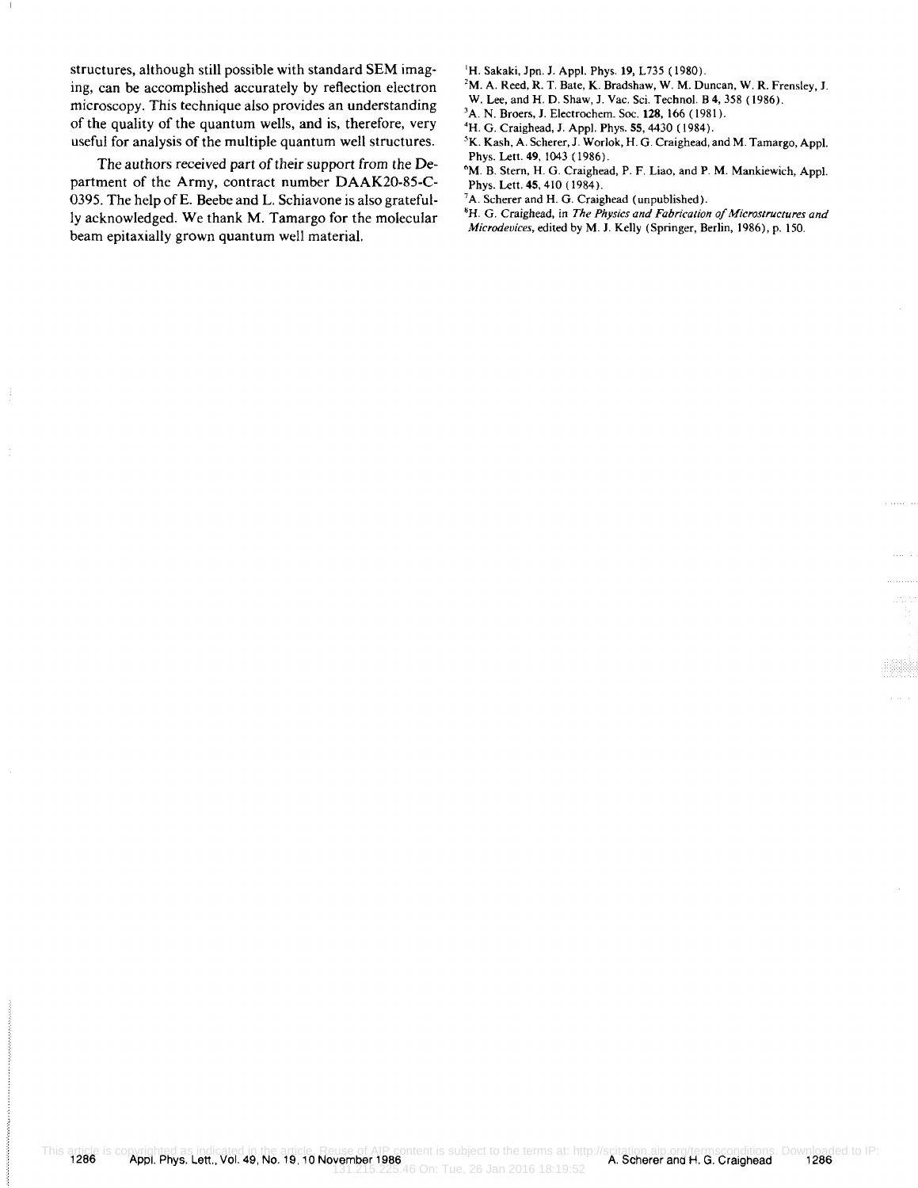structures, although still possible with standard SEM imaging, can be accomplished accurately by reflection electron microscopy. This technique also provides an understanding of the quality of the quantum wells, and is, therefore, very useful for analysis of the multiple quantum well structures.

The authors received part of their support from the Department of the Army, contract number DAAK20-85-C-0395. The help of E. Beebe and L. Schiavone is also gratefully acknowledged. We thank M. Tamargo for the molecular beam epitaxially grown quantum well material.

[1] H. Sakaki, Jpn. J. Appl. Phys. **19**, L735 (1980).

[2] M. A. Reed, R. T. Bate, K. Bradshaw, W. M. Duncan, W. R. Frensley, J. W. Lee, and H. D. Shaw, J. Vac. Sci. Technol. B **4**, 358 (1986).

[3] A. N. Broers, J. Electrochem. Soc. **128**, 166 (1981).

[4] H. G. Craighead, J. Appl. Phys. **55**, 4430 (1984).

[5] K. Kash, A. Scherer, J. Worlok, H. G. Craighead, and M. Tamargo, Appl. Phys. Lett. **49**, 1043 (1986).

[6] M. B. Stern, H. G. Craighead, P. F. Liao, and P. M. Mankiewich, Appl. Phys. Lett. **45**, 410 (1984).

[7] A. Scherer and H. G. Craighead (unpublished).

[8] H. G. Craighead, in *The Physics and Fabrication of Microstructures and Microdevices*, edited by M. J. Kelly (Springer, Berlin, 1986), p. 150.